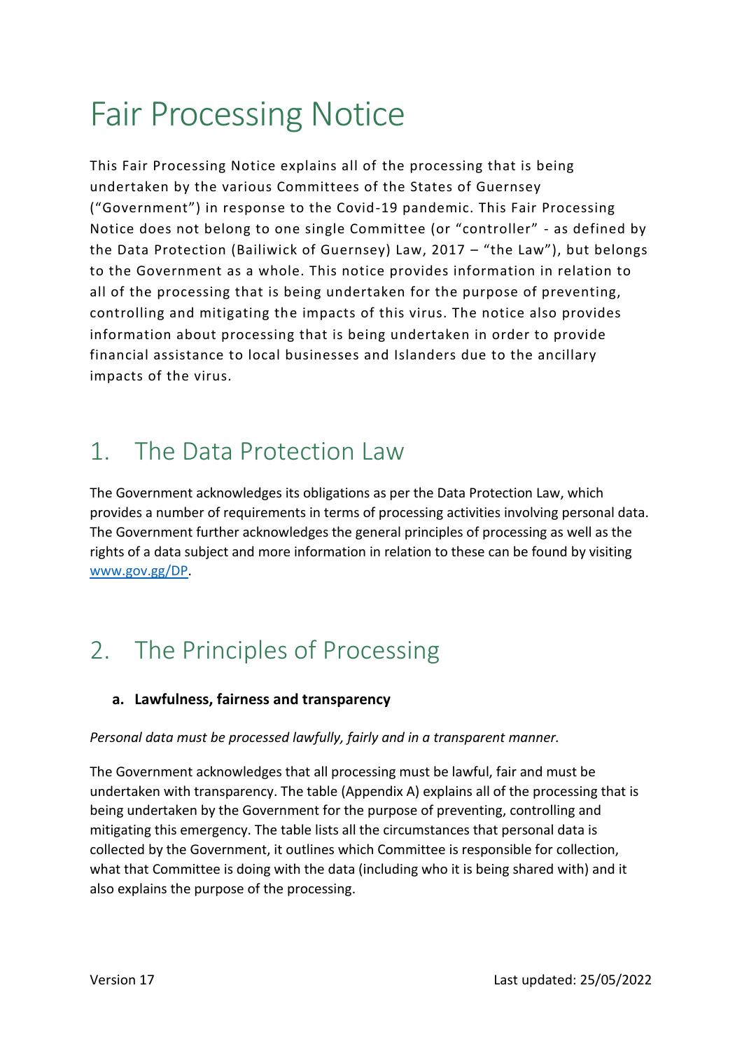# Fair Processing Notice

This Fair Processing Notice explains all of the processing that is being undertaken by the various Committees of the States of Guernsey ("Government") in response to the Covid-19 pandemic. This Fair Processing Notice does not belong to one single Committee (or "controller" - as defined by the Data Protection (Bailiwick of Guernsey) Law, 2017 – "the Law"), but belongs to the Government as a whole. This notice provides information in relation to all of the processing that is being undertaken for the purpose of preventing, controlling and mitigating the impacts of this virus. The notice also provides information about processing that is being undertaken in order to provide financial assistance to local businesses and Islanders due to the ancillary impacts of the virus.

## 1. The Data Protection Law

The Government acknowledges its obligations as per the Data Protection Law, which provides a number of requirements in terms of processing activities involving personal data. The Government further acknowledges the general principles of processing as well as the rights of a data subject and more information in relation to these can be found by visiting www.gov.gg/DP.

## 2. The Principles of Processing

### a. Lawfulness, fairness and transparency

*Personal data must be processed lawfully, fairly and in a transparent manner.*

The Government acknowledges that all processing must be lawful, fair and must be undertaken with transparency. The table (Appendix A) explains all of the processing that is being undertaken by the Government for the purpose of preventing, controlling and mitigating this emergency. The table lists all the circumstances that personal data is collected by the Government, it outlines which Committee is responsible for collection, what that Committee is doing with the data (including who it is being shared with) and it also explains the purpose of the processing.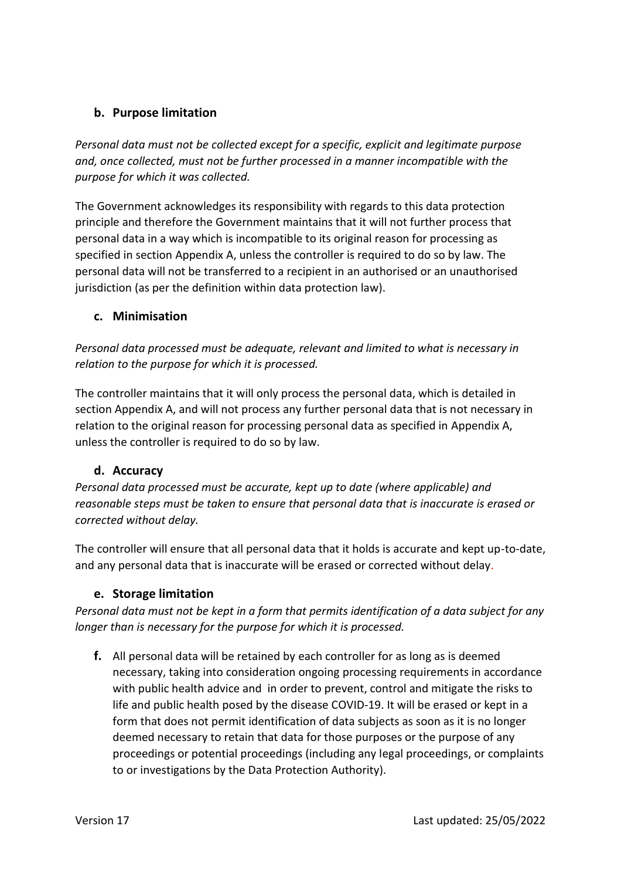### b. Purpose limitation

*Personal data must not be collected except for a specific, explicit and legitimate purpose and, once collected, must not be further processed in a manner incompatible with the purpose for which it was collected.*

The Government acknowledges its responsibility with regards to this data protection principle and therefore the Government maintains that it will not further process that personal data in a way which is incompatible to its original reason for processing as specified in section Appendix A, unless the controller is required to do so by law. The personal data will not be transferred to a recipient in an authorised or an unauthorised jurisdiction (as per the definition within data protection law).

### c. Minimisation

*Personal data processed must be adequate, relevant and limited to what is necessary in relation to the purpose for which it is processed.*

The controller maintains that it will only process the personal data, which is detailed in section Appendix A, and will not process any further personal data that is not necessary in relation to the original reason for processing personal data as specified in Appendix A, unless the controller is required to do so by law.

### d. Accuracy

*Personal data processed must be accurate, kept up to date (where applicable) and reasonable steps must be taken to ensure that personal data that is inaccurate is erased or corrected without delay.*

The controller will ensure that all personal data that it holds is accurate and kept up-to-date, and any personal data that is inaccurate will be erased or corrected without delay.

### e. Storage limitation

*Personal data must not be kept in a form that permits identification of a data subject for any longer than is necessary for the purpose for which it is processed.*

**f.** All personal data will be retained by each controller for as long as is deemed necessary, taking into consideration ongoing processing requirements in accordance with public health advice and in order to prevent, control and mitigate the risks to life and public health posed by the disease COVID-19. It will be erased or kept in a form that does not permit identification of data subjects as soon as it is no longer deemed necessary to retain that data for those purposes or the purpose of any proceedings or potential proceedings (including any legal proceedings, or complaints to or investigations by the Data Protection Authority).

Version 17 Last updated: 25/05/2022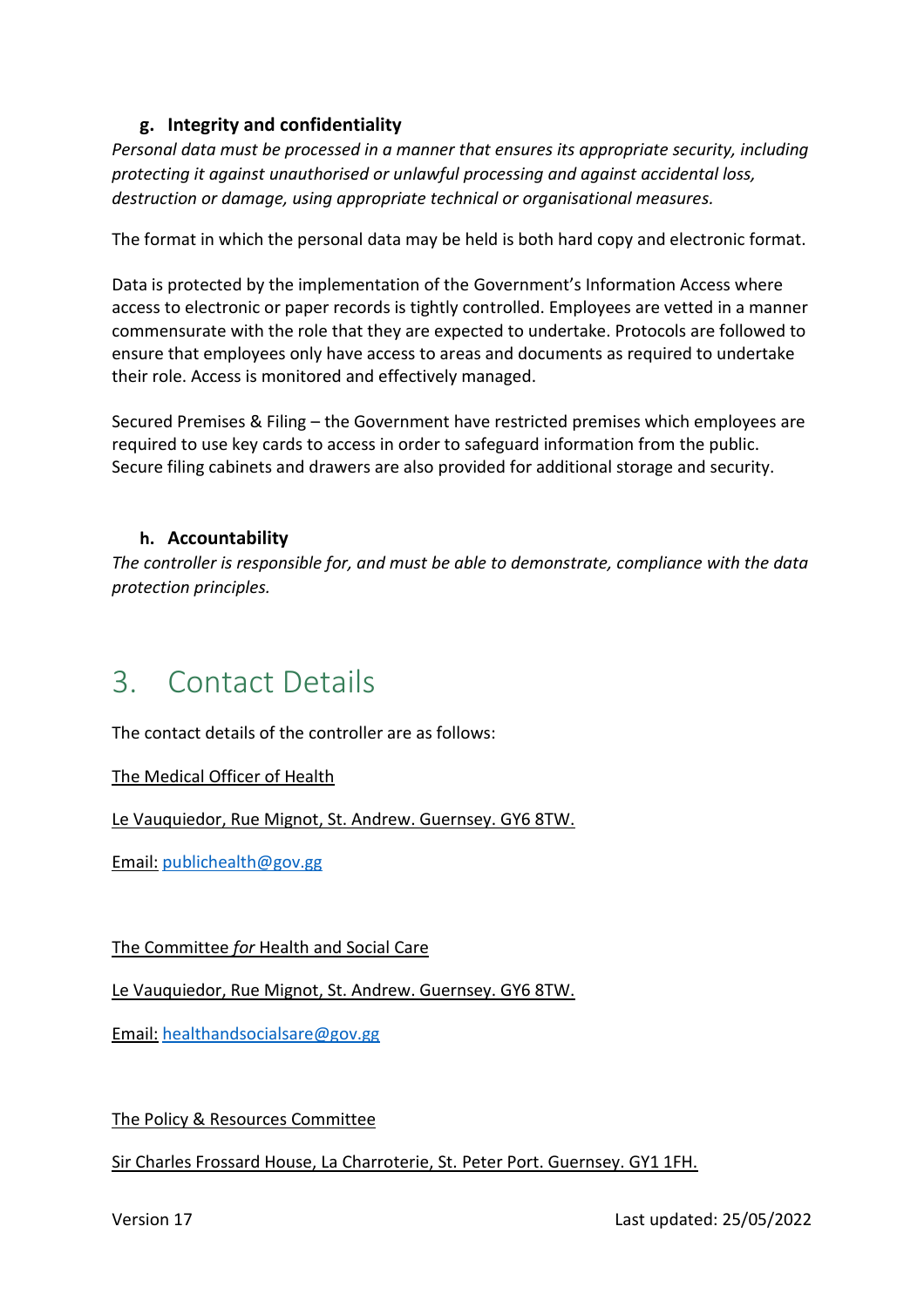### g. Integrity and confidentiality

*Personal data must be processed in a manner that ensures its appropriate security, including protecting it against unauthorised or unlawful processing and against accidental loss, destruction or damage, using appropriate technical or organisational measures.*

The format in which the personal data may be held is both hard copy and electronic format.

Data is protected by the implementation of the Government's Information Access where access to electronic or paper records is tightly controlled. Employees are vetted in a manner commensurate with the role that they are expected to undertake. Protocols are followed to ensure that employees only have access to areas and documents as required to undertake their role. Access is monitored and effectively managed.

Secured Premises & Filing – the Government have restricted premises which employees are required to use key cards to access in order to safeguard information from the public. Secure filing cabinets and drawers are also provided for additional storage and security.

### h. Accountability

*The controller is responsible for, and must be able to demonstrate, compliance with the data protection principles.*

## 3. Contact Details

The contact details of the controller are as follows:

The Medical Officer of Health

Le Vauquiedor, Rue Mignot, St. Andrew. Guernsey. GY6 8TW.

Email: publichealth@gov.gg

The Committee *for* Health and Social Care

Le Vauquiedor, Rue Mignot, St. Andrew. Guernsey. GY6 8TW.

Email: healthandsocialsare@gov.gg

The Policy & Resources Committee

Sir Charles Frossard House, La Charroterie, St. Peter Port. Guernsey. GY1 1FH.

Version 17 Last updated: 25/05/2022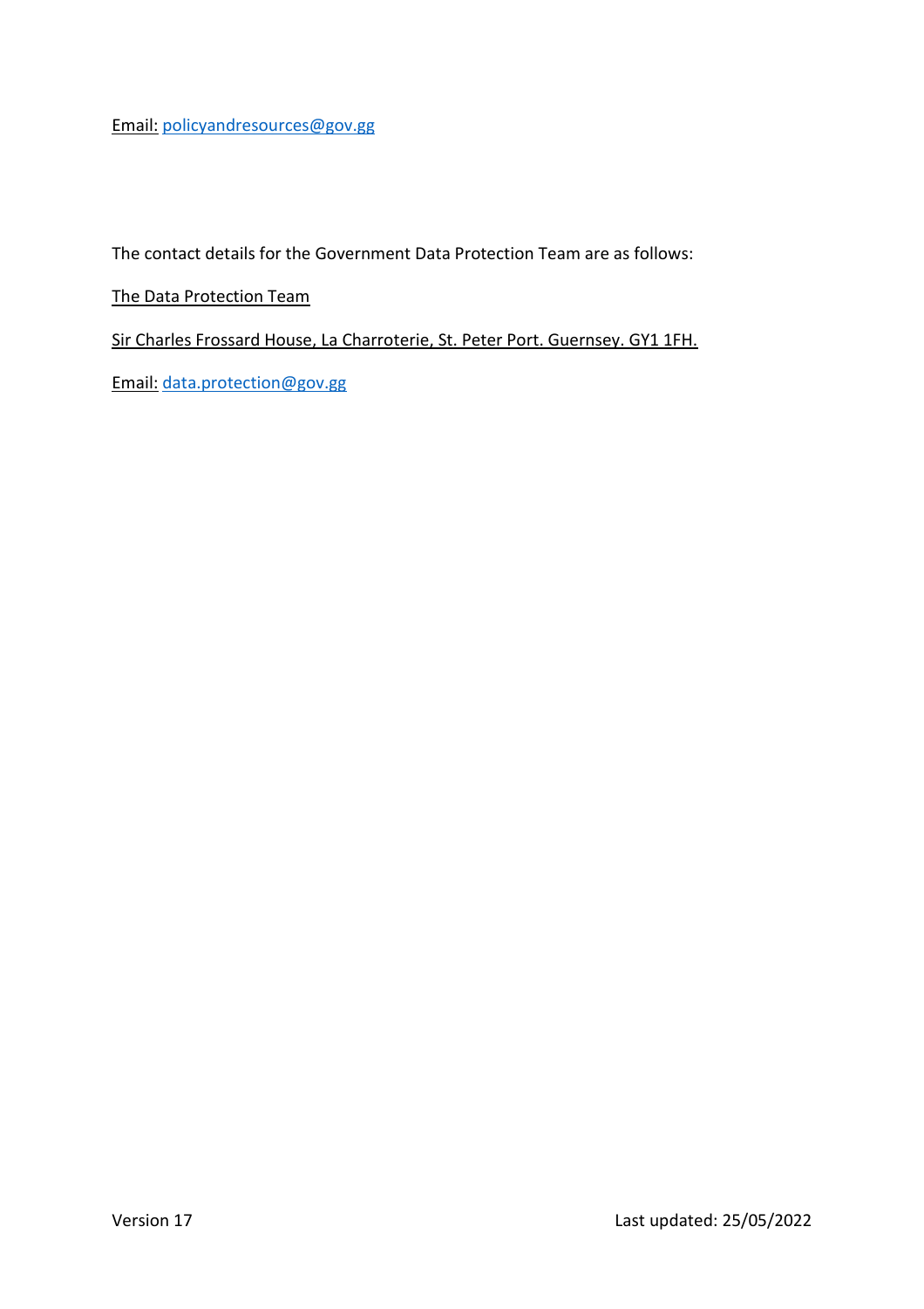Email: policyandresources@gov.gg

The contact details for the Government Data Protection Team are as follows:

The Data Protection Team

Sir Charles Frossard House, La Charroterie, St. Peter Port. Guernsey. GY1 1FH.

Email: data.protection@gov.gg

Version 17 Last updated: 25/05/2022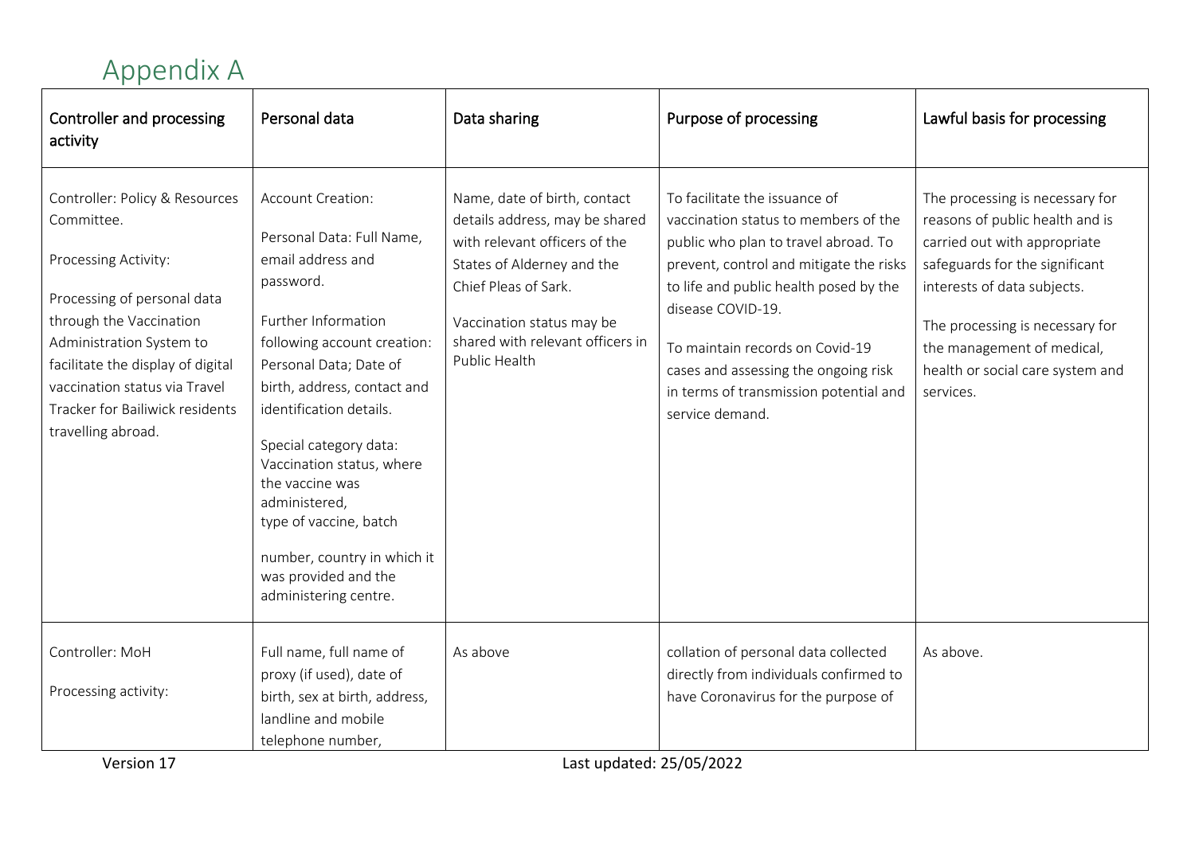# Appendix A

| Controller and processing activity | Personal data | Data sharing | Purpose of processing | Lawful basis for processing |
|---|---|---|---|---|
| Controller: Policy & Resources Committee.<br><br>Processing Activity:<br><br>Processing of personal data through the Vaccination Administration System to facilitate the display of digital vaccination status via Travel Tracker for Bailiwick residents travelling abroad. | Account Creation:<br><br>Personal Data: Full Name, email address and password.<br><br>Further Information following account creation: Personal Data; Date of birth, address, contact and identification details.<br><br>Special category data: Vaccination status, where the vaccine was administered, type of vaccine, batch<br><br>number, country in which it was provided and the administering centre. | Name, date of birth, contact details address, may be shared with relevant officers of the States of Alderney and the Chief Pleas of Sark.<br><br>Vaccination status may be shared with relevant officers in Public Health | To facilitate the issuance of vaccination status to members of the public who plan to travel abroad. To prevent, control and mitigate the risks to life and public health posed by the disease COVID-19.<br><br>To maintain records on Covid-19 cases and assessing the ongoing risk in terms of transmission potential and service demand. | The processing is necessary for reasons of public health and is carried out with appropriate safeguards for the significant interests of data subjects.<br><br>The processing is necessary for the management of medical, health or social care system and services. |
| Controller: MoH<br><br>Processing activity: | Full name, full name of proxy (if used), date of birth, sex at birth, address, landline and mobile telephone number, | As above | collation of personal data collected directly from individuals confirmed to have Coronavirus for the purpose of | As above. |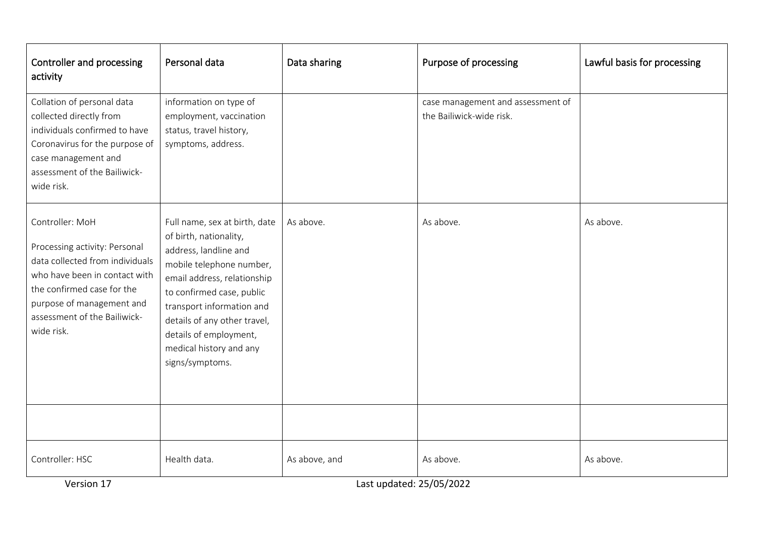| Controller and processing activity | Personal data | Data sharing | Purpose of processing | Lawful basis for processing |
|---|---|---|---|---|
| Collation of personal data collected directly from individuals confirmed to have Coronavirus for the purpose of case management and assessment of the Bailiwick-wide risk. | information on type of employment, vaccination status, travel history, symptoms, address. | | case management and assessment of the Bailiwick-wide risk. | |
| Controller: MoH<br><br>Processing activity: Personal data collected from individuals who have been in contact with the confirmed case for the purpose of management and assessment of the Bailiwick-wide risk. | Full name, sex at birth, date of birth, nationality, address, landline and mobile telephone number, email address, relationship to confirmed case, public transport information and details of any other travel, details of employment, medical history and any signs/symptoms. | As above. | As above. | As above. |
| | | | | |
| Controller: HSC | Health data. | As above, and | As above. | As above. |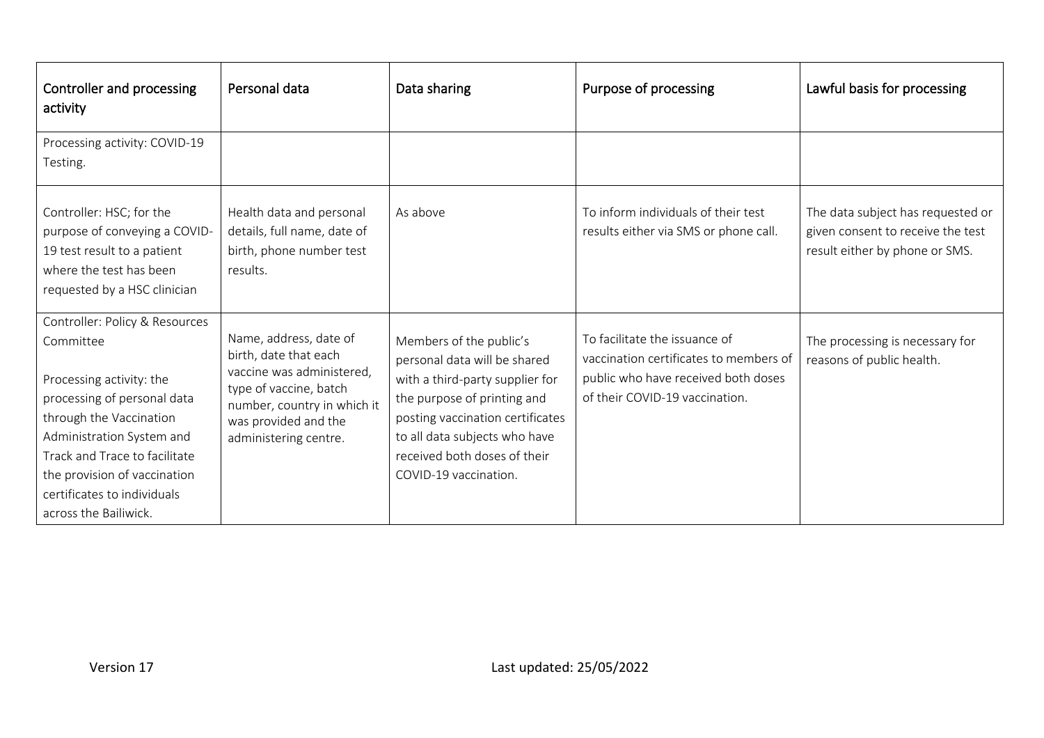| Controller and processing activity | Personal data | Data sharing | Purpose of processing | Lawful basis for processing |
|---|---|---|---|---|
| Processing activity: COVID-19 Testing. | | | | |
| Controller: HSC; for the purpose of conveying a COVID-19 test result to a patient where the test has been requested by a HSC clinician | Health data and personal details, full name, date of birth, phone number test results. | As above | To inform individuals of their test results either via SMS or phone call. | The data subject has requested or given consent to receive the test result either by phone or SMS. |
| Controller: Policy & Resources Committee<br><br>Processing activity: the processing of personal data through the Vaccination Administration System and Track and Trace to facilitate the provision of vaccination certificates to individuals across the Bailiwick. | Name, address, date of birth, date that each vaccine was administered, type of vaccine, batch number, country in which it was provided and the administering centre. | Members of the public's personal data will be shared with a third-party supplier for the purpose of printing and posting vaccination certificates to all data subjects who have received both doses of their COVID-19 vaccination. | To facilitate the issuance of vaccination certificates to members of public who have received both doses of their COVID-19 vaccination. | The processing is necessary for reasons of public health. |

Version 17 Last updated: 25/05/2022